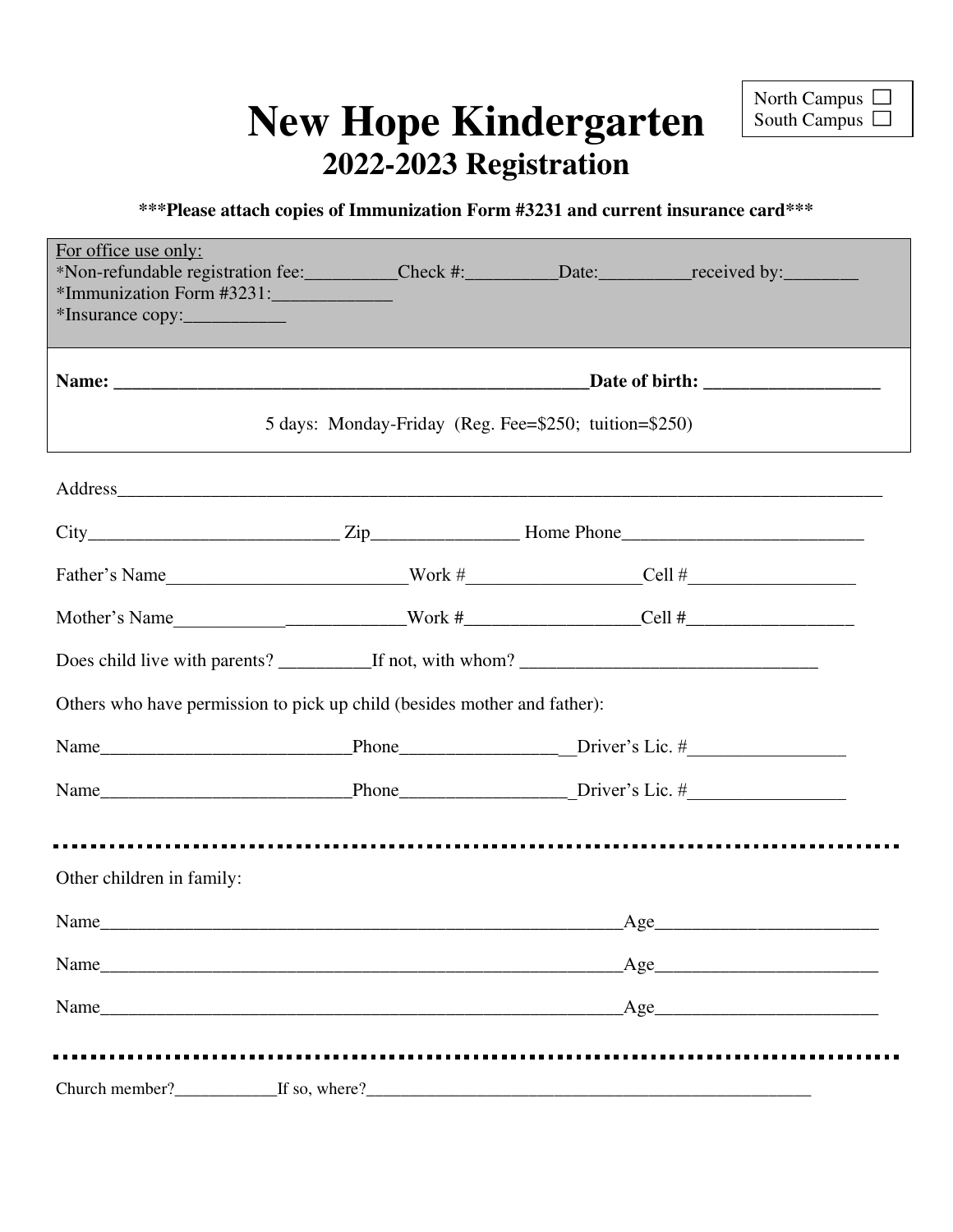North Campus ☐
South Campus ☐

# New Hope Kindergarten

## 2022-2023 Registration

**\*\*\*Please attach copies of Immunization Form #3231 and current insurance card\*\*\***

For office use only:
*Non-refundable registration fee:__________Check #:__________Date:__________received by:________
*Immunization Form #3231:_____________
*Insurance copy:___________

**Name: _____________________________________________________Date of birth: ___________________**

5 days: Monday-Friday (Reg. Fee=$250; tuition=$250)

Address_____________________________________________________________________________________

City___________________________ Zip________________ Home Phone__________________________

Father's Name__________________________Work #__________________Cell #_________________

Mother's Name____________ _____________Work #__________________Cell #_________________

Does child live with parents? __________If not, with whom? ________________________________

Others who have permission to pick up child (besides mother and father):

Name___________________________Phone_________________ Driver's Lic. #_________________

Name___________________________Phone__________________Driver's Lic. #_________________

Other children in family:

Name__________________________________________________________Age________________________

Name__________________________________________________________Age________________________

Name__________________________________________________________Age________________________

Church member?____________If so, where?______________________________________________________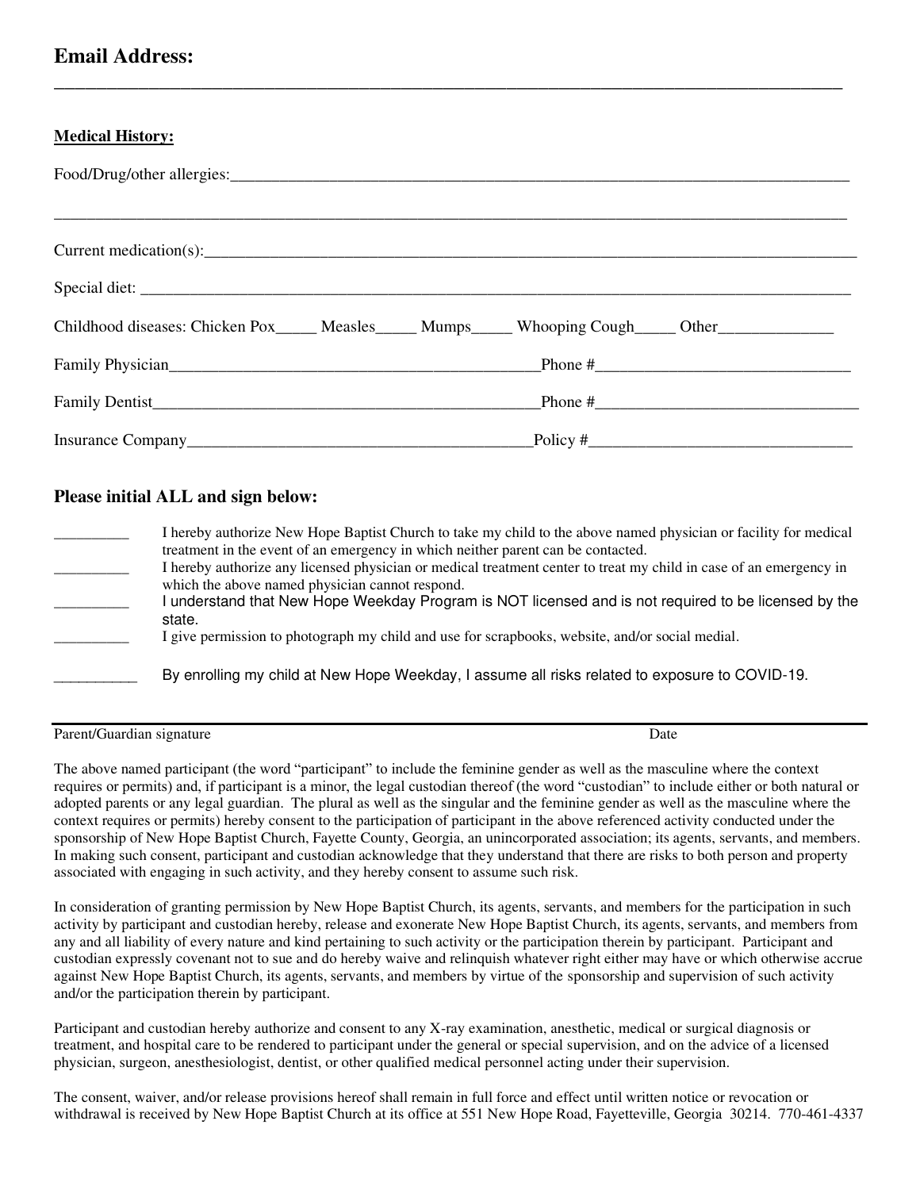## Email Address:

_______________________________________________________________________________________

**Medical History:**

Food/Drug/other allergies:_______________________________________________________________________

_______________________________________________________________________________________

Current medication(s):__________________________________________________________________________

Special diet: _________________________________________________________________________________

Childhood diseases: Chicken Pox_____ Measles_____ Mumps_____ Whooping Cough_____ Other______________

Family Physician_______________________________________________Phone #________________________________

Family Dentist_________________________________________________Phone #_________________________________

Insurance Company___________________________________________Policy #_________________________________

### Please initial ALL and sign below:

__________ I hereby authorize New Hope Baptist Church to take my child to the above named physician or facility for medical treatment in the event of an emergency in which neither parent can be contacted.

__________ I hereby authorize any licensed physician or medical treatment center to treat my child in case of an emergency in which the above named physician cannot respond.

__________ I understand that New Hope Weekday Program is NOT licensed and is not required to be licensed by the state.

__________ I give permission to photograph my child and use for scrapbooks, website, and/or social medial.

__________ By enrolling my child at New Hope Weekday, I assume all risks related to exposure to COVID-19.

_______________________________________________________________________________________

Parent/Guardian signature Date

The above named participant (the word "participant" to include the feminine gender as well as the masculine where the context requires or permits) and, if participant is a minor, the legal custodian thereof (the word "custodian" to include either or both natural or adopted parents or any legal guardian. The plural as well as the singular and the feminine gender as well as the masculine where the context requires or permits) hereby consent to the participation of participant in the above referenced activity conducted under the sponsorship of New Hope Baptist Church, Fayette County, Georgia, an unincorporated association; its agents, servants, and members. In making such consent, participant and custodian acknowledge that they understand that there are risks to both person and property associated with engaging in such activity, and they hereby consent to assume such risk.

In consideration of granting permission by New Hope Baptist Church, its agents, servants, and members for the participation in such activity by participant and custodian hereby, release and exonerate New Hope Baptist Church, its agents, servants, and members from any and all liability of every nature and kind pertaining to such activity or the participation therein by participant. Participant and custodian expressly covenant not to sue and do hereby waive and relinquish whatever right either may have or which otherwise accrue against New Hope Baptist Church, its agents, servants, and members by virtue of the sponsorship and supervision of such activity and/or the participation therein by participant.

Participant and custodian hereby authorize and consent to any X-ray examination, anesthetic, medical or surgical diagnosis or treatment, and hospital care to be rendered to participant under the general or special supervision, and on the advice of a licensed physician, surgeon, anesthesiologist, dentist, or other qualified medical personnel acting under their supervision.

The consent, waiver, and/or release provisions hereof shall remain in full force and effect until written notice or revocation or withdrawal is received by New Hope Baptist Church at its office at 551 New Hope Road, Fayetteville, Georgia 30214. 770-461-4337